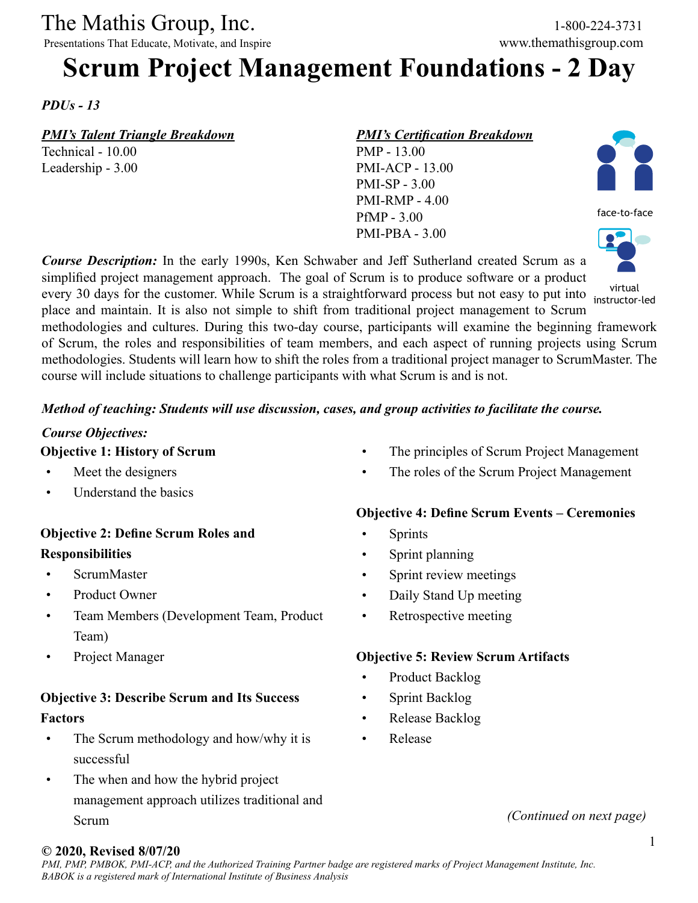The Mathis Group, Inc.

Presentations That Educate, Motivate, and Inspire

1-800-224-3731

www.themathisgroup.com

# Scrum Project Management Foundations - 2 Day

***PDUs - 13***

***PMI's Talent Triangle Breakdown***

Technical - 10.00

Leadership - 3.00

***PMI's Certification Breakdown***

PMP - 13.00

PMI-ACP - 13.00

PMI-SP - 3.00

PMI-RMP - 4.00

PfMP - 3.00

PMI-PBA - 3.00

face-to-face

virtual instructor-led

***Course Description:*** In the early 1990s, Ken Schwaber and Jeff Sutherland created Scrum as a simplified project management approach. The goal of Scrum is to produce software or a product every 30 days for the customer. While Scrum is a straightforward process but not easy to put into place and maintain. It is also not simple to shift from traditional project management to Scrum methodologies and cultures. During this two-day course, participants will examine the beginning framework of Scrum, the roles and responsibilities of team members, and each aspect of running projects using Scrum methodologies. Students will learn how to shift the roles from a traditional project manager to ScrumMaster. The course will include situations to challenge participants with what Scrum is and is not.

***Method of teaching: Students will use discussion, cases, and group activities to facilitate the course.***

***Course Objectives:***

**Objective 1: History of Scrum**

- Meet the designers
- Understand the basics

**Objective 2: Define Scrum Roles and Responsibilities**

- ScrumMaster
- Product Owner
- Team Members (Development Team, Product Team)
- Project Manager

**Objective 3: Describe Scrum and Its Success Factors**

- The Scrum methodology and how/why it is successful
- The when and how the hybrid project management approach utilizes traditional and Scrum
- The principles of Scrum Project Management
- The roles of the Scrum Project Management

**Objective 4: Define Scrum Events – Ceremonies**

- Sprints
- Sprint planning
- Sprint review meetings
- Daily Stand Up meeting
- Retrospective meeting

**Objective 5: Review Scrum Artifacts**

- Product Backlog
- Sprint Backlog
- Release Backlog
- Release

*(Continued on next page)*

**© 2020, Revised 8/07/20**

*PMI, PMP, PMBOK, PMI-ACP, and the Authorized Training Partner badge are registered marks of Project Management Institute, Inc.*
*BABOK is a registered mark of International Institute of Business Analysis*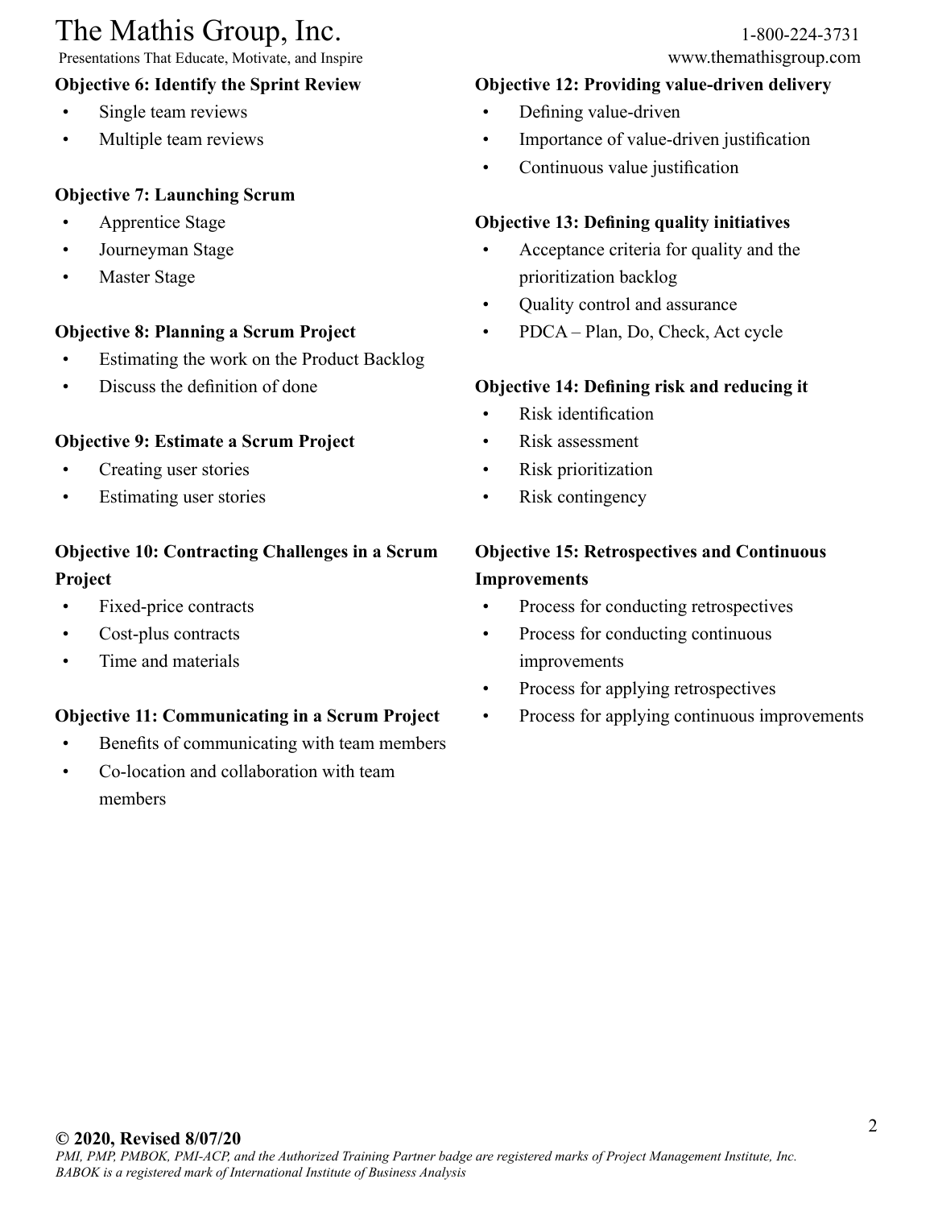**Objective 6: Identify the Sprint Review**

- Single team reviews
- Multiple team reviews

**Objective 7: Launching Scrum**

- Apprentice Stage
- Journeyman Stage
- Master Stage

**Objective 8: Planning a Scrum Project**

- Estimating the work on the Product Backlog
- Discuss the definition of done

**Objective 9: Estimate a Scrum Project**

- Creating user stories
- Estimating user stories

**Objective 10: Contracting Challenges in a Scrum Project**

- Fixed-price contracts
- Cost-plus contracts
- Time and materials

**Objective 11: Communicating in a Scrum Project**

- Benefits of communicating with team members
- Co-location and collaboration with team members

**Objective 12: Providing value-driven delivery**

- Defining value-driven
- Importance of value-driven justification
- Continuous value justification

**Objective 13: Defining quality initiatives**

- Acceptance criteria for quality and the prioritization backlog
- Quality control and assurance
- PDCA – Plan, Do, Check, Act cycle

**Objective 14: Defining risk and reducing it**

- Risk identification
- Risk assessment
- Risk prioritization
- Risk contingency

**Objective 15: Retrospectives and Continuous Improvements**

- Process for conducting retrospectives
- Process for conducting continuous improvements
- Process for applying retrospectives
- Process for applying continuous improvements

**© 2020, Revised 8/07/20**

*PMI, PMP, PMBOK, PMI-ACP, and the Authorized Training Partner badge are registered marks of Project Management Institute, Inc. BABOK is a registered mark of International Institute of Business Analysis*